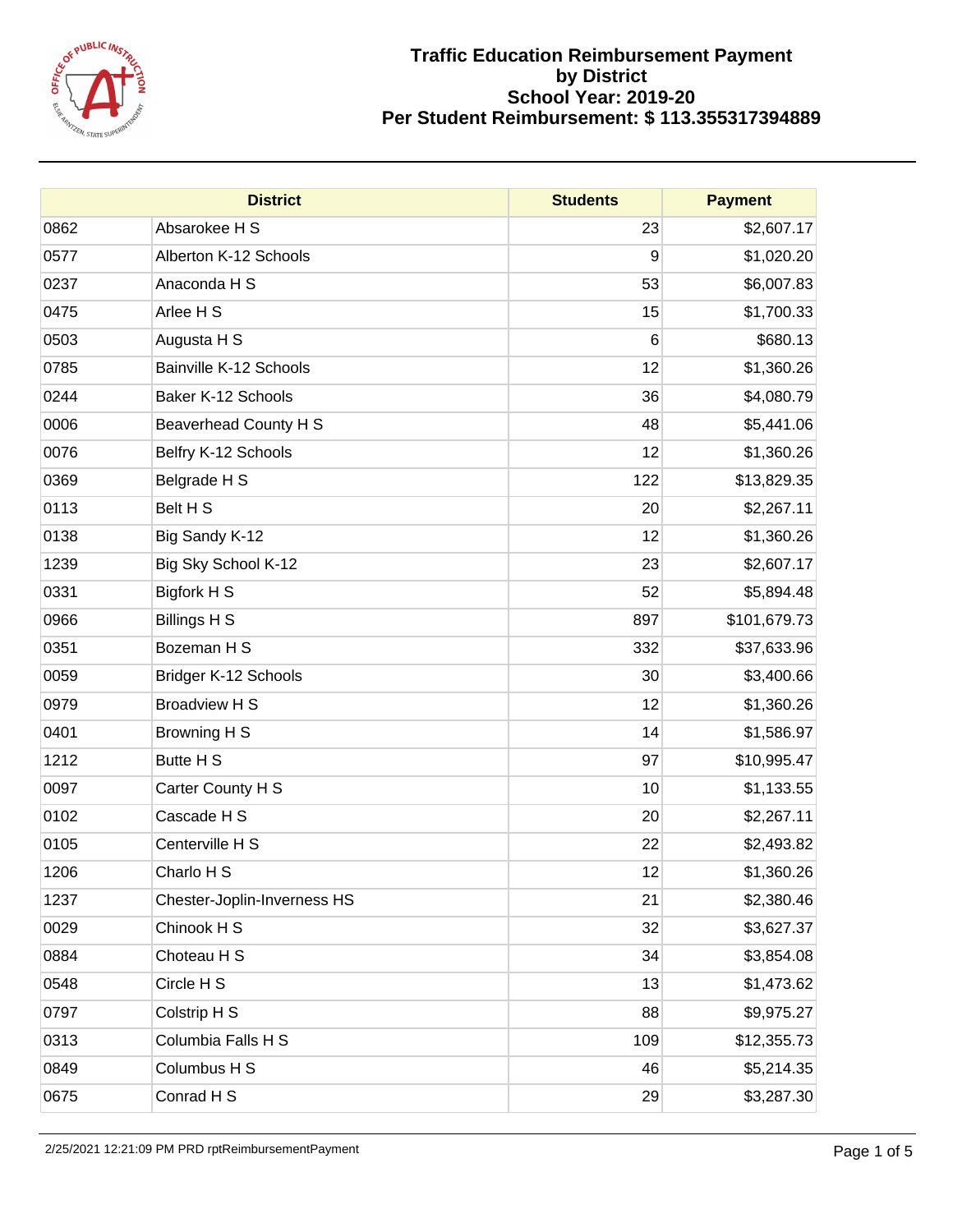# Traffic Education Reimbursement Payment by District

## School Year: 2019-20

## Per Student Reimbursement: $ 113.355317394889

| District | | Students | Payment |
|---|---|---|---|
| 0862 | Absarokee H S | 23 | $2,607.17 |
| 0577 | Alberton K-12 Schools | 9 | $1,020.20 |
| 0237 | Anaconda H S | 53 | $6,007.83 |
| 0475 | Arlee H S | 15 | $1,700.33 |
| 0503 | Augusta H S | 6 | $680.13 |
| 0785 | Bainville K-12 Schools | 12 | $1,360.26 |
| 0244 | Baker K-12 Schools | 36 | $4,080.79 |
| 0006 | Beaverhead County H S | 48 | $5,441.06 |
| 0076 | Belfry K-12 Schools | 12 | $1,360.26 |
| 0369 | Belgrade H S | 122 | $13,829.35 |
| 0113 | Belt H S | 20 | $2,267.11 |
| 0138 | Big Sandy K-12 | 12 | $1,360.26 |
| 1239 | Big Sky School K-12 | 23 | $2,607.17 |
| 0331 | Bigfork H S | 52 | $5,894.48 |
| 0966 | Billings H S | 897 | $101,679.73 |
| 0351 | Bozeman H S | 332 | $37,633.96 |
| 0059 | Bridger K-12 Schools | 30 | $3,400.66 |
| 0979 | Broadview H S | 12 | $1,360.26 |
| 0401 | Browning H S | 14 | $1,586.97 |
| 1212 | Butte H S | 97 | $10,995.47 |
| 0097 | Carter County H S | 10 | $1,133.55 |
| 0102 | Cascade H S | 20 | $2,267.11 |
| 0105 | Centerville H S | 22 | $2,493.82 |
| 1206 | Charlo H S | 12 | $1,360.26 |
| 1237 | Chester-Joplin-Inverness HS | 21 | $2,380.46 |
| 0029 | Chinook H S | 32 | $3,627.37 |
| 0884 | Choteau H S | 34 | $3,854.08 |
| 0548 | Circle H S | 13 | $1,473.62 |
| 0797 | Colstrip H S | 88 | $9,975.27 |
| 0313 | Columbia Falls H S | 109 | $12,355.73 |
| 0849 | Columbus H S | 46 | $5,214.35 |
| 0675 | Conrad H S | 29 | $3,287.30 |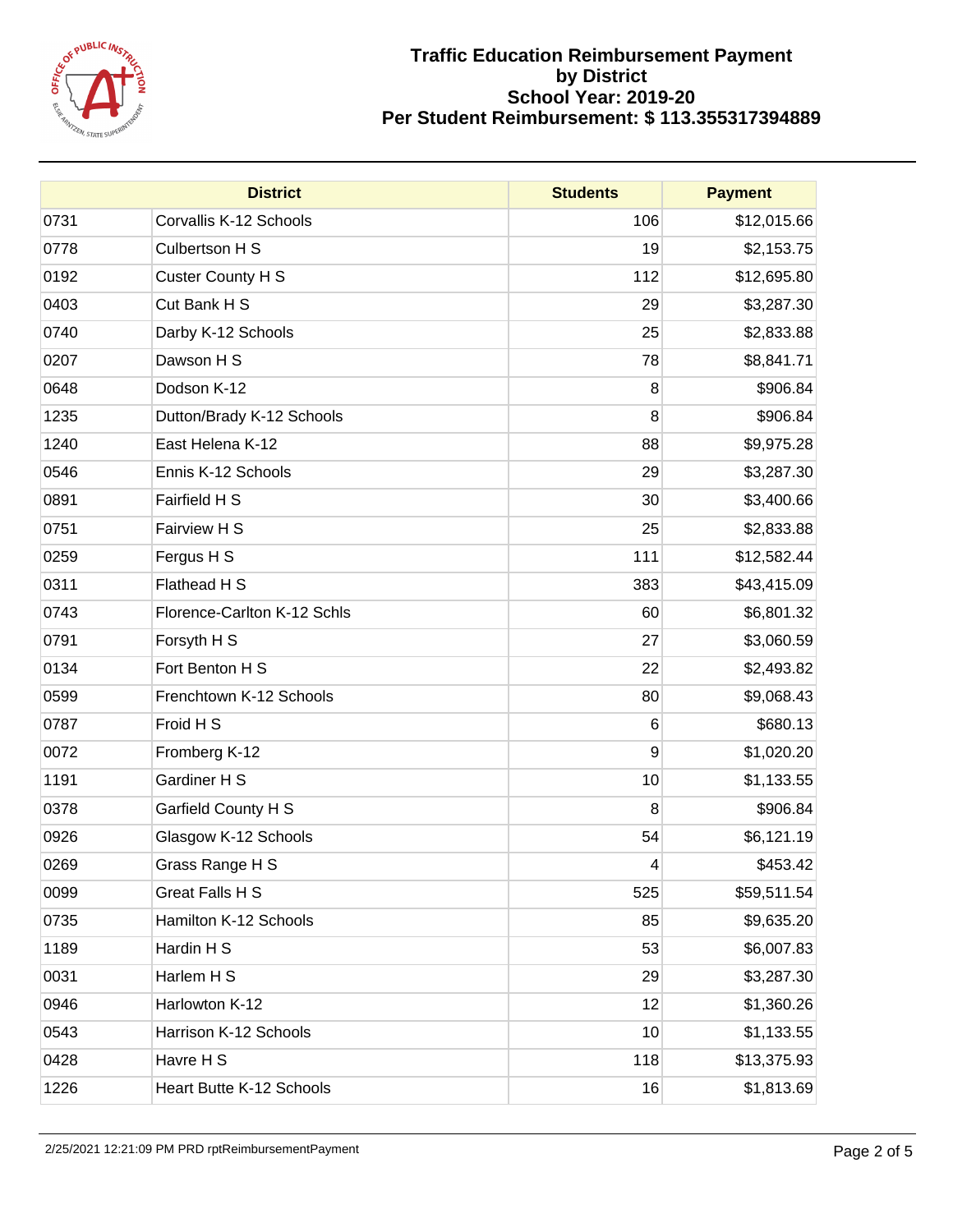# Traffic Education Reimbursement Payment
# by District
# School Year: 2019-20
# Per Student Reimbursement: $ 113.355317394889

| District | | Students | Payment |
|---|---|---|---|
| 0731 | Corvallis K-12 Schools | 106 | $12,015.66 |
| 0778 | Culbertson H S | 19 | $2,153.75 |
| 0192 | Custer County H S | 112 | $12,695.80 |
| 0403 | Cut Bank H S | 29 | $3,287.30 |
| 0740 | Darby K-12 Schools | 25 | $2,833.88 |
| 0207 | Dawson H S | 78 | $8,841.71 |
| 0648 | Dodson K-12 | 8 | $906.84 |
| 1235 | Dutton/Brady K-12 Schools | 8 | $906.84 |
| 1240 | East Helena K-12 | 88 | $9,975.28 |
| 0546 | Ennis K-12 Schools | 29 | $3,287.30 |
| 0891 | Fairfield H S | 30 | $3,400.66 |
| 0751 | Fairview H S | 25 | $2,833.88 |
| 0259 | Fergus H S | 111 | $12,582.44 |
| 0311 | Flathead H S | 383 | $43,415.09 |
| 0743 | Florence-Carlton K-12 Schls | 60 | $6,801.32 |
| 0791 | Forsyth H S | 27 | $3,060.59 |
| 0134 | Fort Benton H S | 22 | $2,493.82 |
| 0599 | Frenchtown K-12 Schools | 80 | $9,068.43 |
| 0787 | Froid H S | 6 | $680.13 |
| 0072 | Fromberg K-12 | 9 | $1,020.20 |
| 1191 | Gardiner H S | 10 | $1,133.55 |
| 0378 | Garfield County H S | 8 | $906.84 |
| 0926 | Glasgow K-12 Schools | 54 | $6,121.19 |
| 0269 | Grass Range H S | 4 | $453.42 |
| 0099 | Great Falls H S | 525 | $59,511.54 |
| 0735 | Hamilton K-12 Schools | 85 | $9,635.20 |
| 1189 | Hardin H S | 53 | $6,007.83 |
| 0031 | Harlem H S | 29 | $3,287.30 |
| 0946 | Harlowton K-12 | 12 | $1,360.26 |
| 0543 | Harrison K-12 Schools | 10 | $1,133.55 |
| 0428 | Havre H S | 118 | $13,375.93 |
| 1226 | Heart Butte K-12 Schools | 16 | $1,813.69 |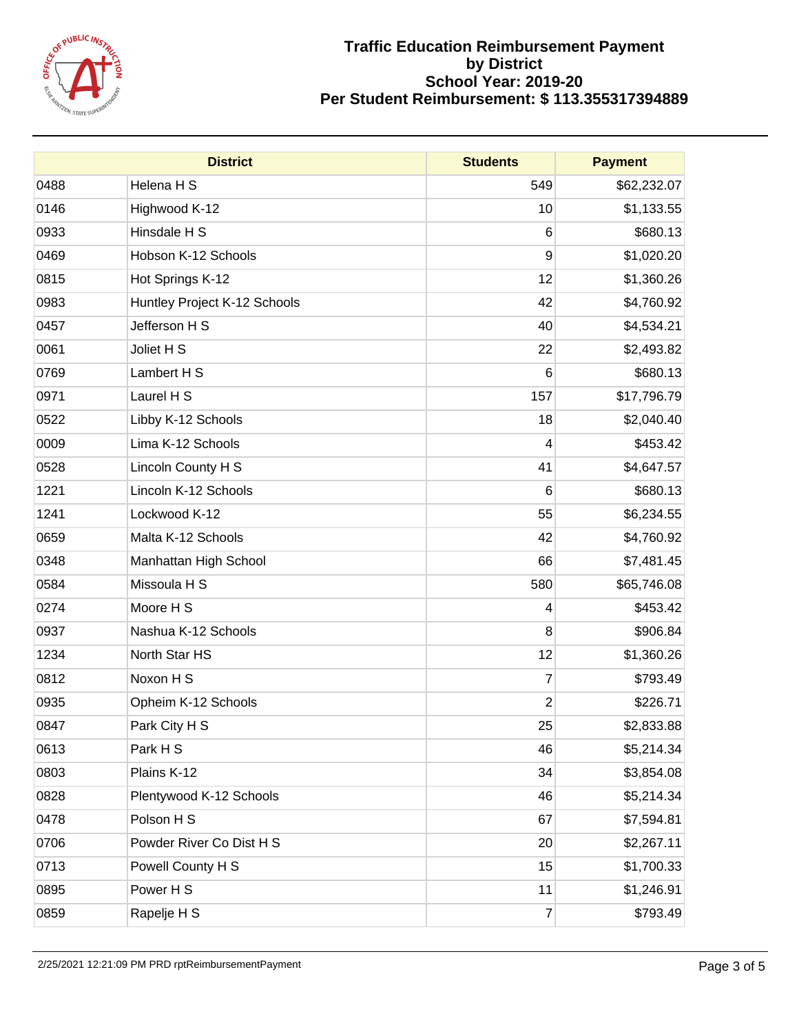# Traffic Education Reimbursement Payment
# by District
# School Year: 2019-20
# Per Student Reimbursement: $ 113.355317394889

| District | | Students | Payment |
|---|---|---|---|
| 0488 | Helena H S | 549 | $62,232.07 |
| 0146 | Highwood K-12 | 10 | $1,133.55 |
| 0933 | Hinsdale H S | 6 | $680.13 |
| 0469 | Hobson K-12 Schools | 9 | $1,020.20 |
| 0815 | Hot Springs K-12 | 12 | $1,360.26 |
| 0983 | Huntley Project K-12 Schools | 42 | $4,760.92 |
| 0457 | Jefferson H S | 40 | $4,534.21 |
| 0061 | Joliet H S | 22 | $2,493.82 |
| 0769 | Lambert H S | 6 | $680.13 |
| 0971 | Laurel H S | 157 | $17,796.79 |
| 0522 | Libby K-12 Schools | 18 | $2,040.40 |
| 0009 | Lima K-12 Schools | 4 | $453.42 |
| 0528 | Lincoln County H S | 41 | $4,647.57 |
| 1221 | Lincoln K-12 Schools | 6 | $680.13 |
| 1241 | Lockwood K-12 | 55 | $6,234.55 |
| 0659 | Malta K-12 Schools | 42 | $4,760.92 |
| 0348 | Manhattan High School | 66 | $7,481.45 |
| 0584 | Missoula H S | 580 | $65,746.08 |
| 0274 | Moore H S | 4 | $453.42 |
| 0937 | Nashua K-12 Schools | 8 | $906.84 |
| 1234 | North Star HS | 12 | $1,360.26 |
| 0812 | Noxon H S | 7 | $793.49 |
| 0935 | Opheim K-12 Schools | 2 | $226.71 |
| 0847 | Park City H S | 25 | $2,833.88 |
| 0613 | Park H S | 46 | $5,214.34 |
| 0803 | Plains K-12 | 34 | $3,854.08 |
| 0828 | Plentywood K-12 Schools | 46 | $5,214.34 |
| 0478 | Polson H S | 67 | $7,594.81 |
| 0706 | Powder River Co Dist H S | 20 | $2,267.11 |
| 0713 | Powell County H S | 15 | $1,700.33 |
| 0895 | Power H S | 11 | $1,246.91 |
| 0859 | Rapelje H S | 7 | $793.49 |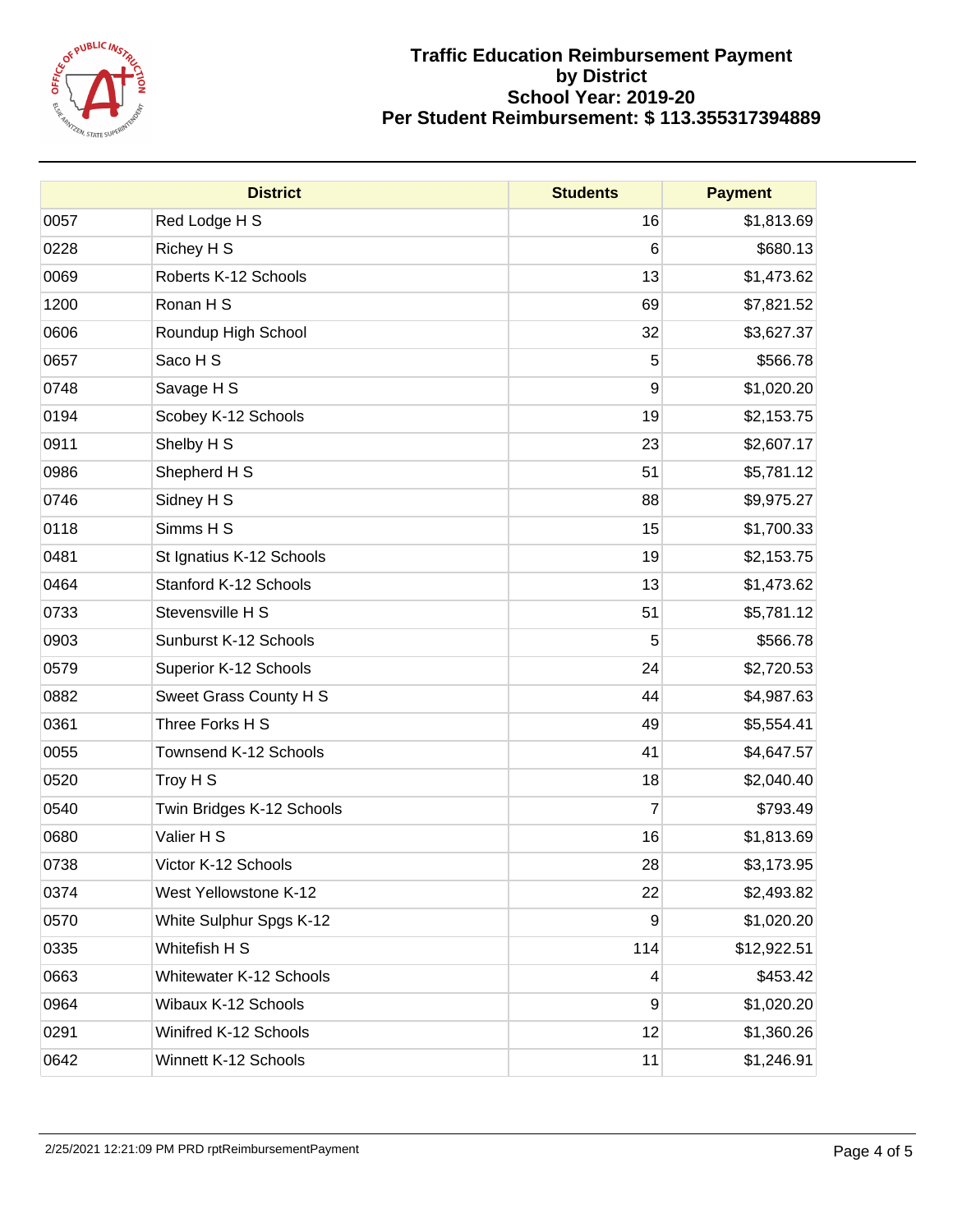# Traffic Education Reimbursement Payment by District
## School Year: 2019-20
## Per Student Reimbursement: $ 113.355317394889

| District | | Students | Payment |
|---|---|---|---|
| 0057 | Red Lodge H S | 16 | $1,813.69 |
| 0228 | Richey H S | 6 | $680.13 |
| 0069 | Roberts K-12 Schools | 13 | $1,473.62 |
| 1200 | Ronan H S | 69 | $7,821.52 |
| 0606 | Roundup High School | 32 | $3,627.37 |
| 0657 | Saco H S | 5 | $566.78 |
| 0748 | Savage H S | 9 | $1,020.20 |
| 0194 | Scobey K-12 Schools | 19 | $2,153.75 |
| 0911 | Shelby H S | 23 | $2,607.17 |
| 0986 | Shepherd H S | 51 | $5,781.12 |
| 0746 | Sidney H S | 88 | $9,975.27 |
| 0118 | Simms H S | 15 | $1,700.33 |
| 0481 | St Ignatius K-12 Schools | 19 | $2,153.75 |
| 0464 | Stanford K-12 Schools | 13 | $1,473.62 |
| 0733 | Stevensville H S | 51 | $5,781.12 |
| 0903 | Sunburst K-12 Schools | 5 | $566.78 |
| 0579 | Superior K-12 Schools | 24 | $2,720.53 |
| 0882 | Sweet Grass County H S | 44 | $4,987.63 |
| 0361 | Three Forks H S | 49 | $5,554.41 |
| 0055 | Townsend K-12 Schools | 41 | $4,647.57 |
| 0520 | Troy H S | 18 | $2,040.40 |
| 0540 | Twin Bridges K-12 Schools | 7 | $793.49 |
| 0680 | Valier H S | 16 | $1,813.69 |
| 0738 | Victor K-12 Schools | 28 | $3,173.95 |
| 0374 | West Yellowstone K-12 | 22 | $2,493.82 |
| 0570 | White Sulphur Spgs K-12 | 9 | $1,020.20 |
| 0335 | Whitefish H S | 114 | $12,922.51 |
| 0663 | Whitewater K-12 Schools | 4 | $453.42 |
| 0964 | Wibaux K-12 Schools | 9 | $1,020.20 |
| 0291 | Winifred K-12 Schools | 12 | $1,360.26 |
| 0642 | Winnett K-12 Schools | 11 | $1,246.91 |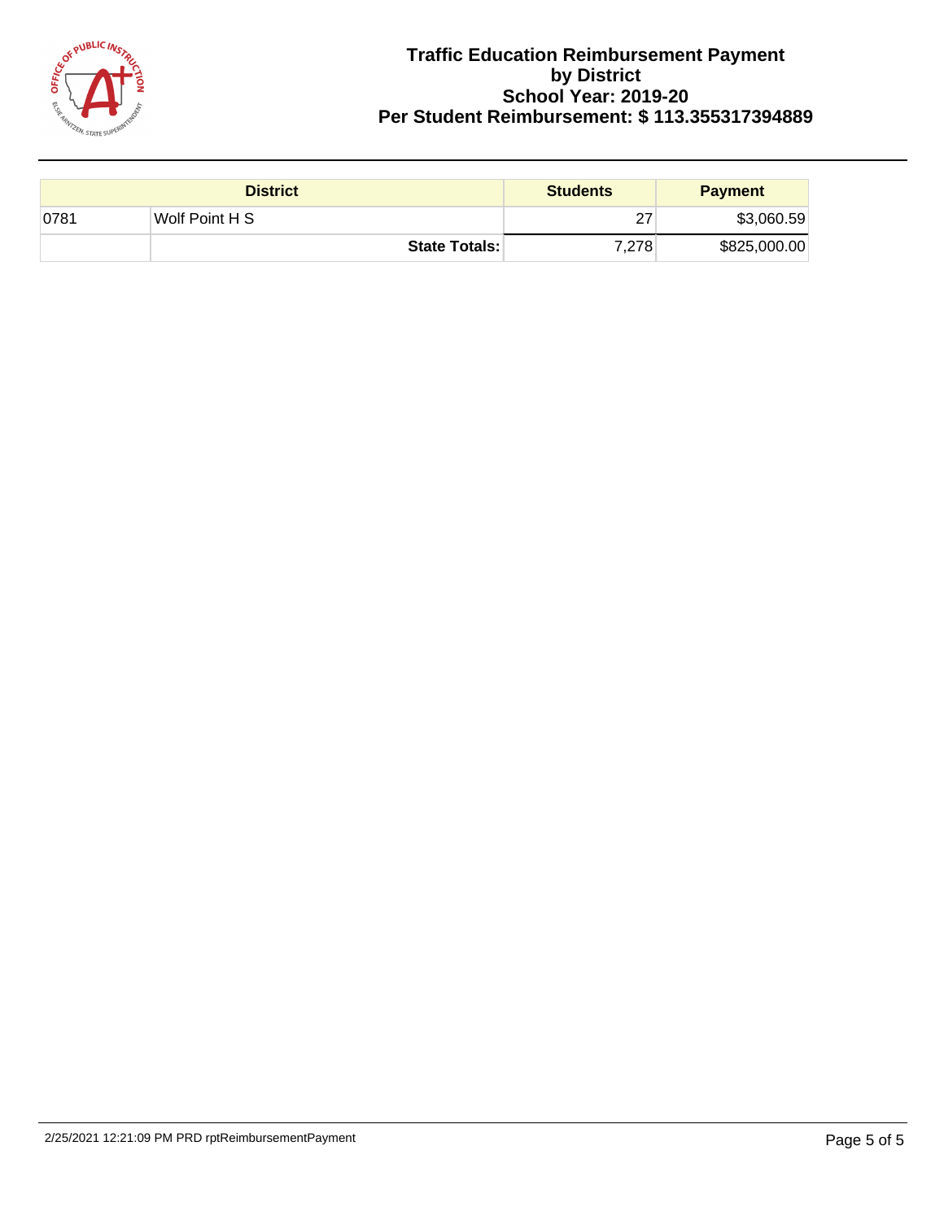**Traffic Education Reimbursement Payment by District**
**School Year: 2019-20**
**Per Student Reimbursement: $ 113.355317394889**

| District | | Students | Payment |
|---|---|---|---|
| 0781 | Wolf Point H S | 27 | $3,060.59 |
| | **State Totals:** | 7,278 | $825,000.00 |

2/25/2021 12:21:09 PM PRD rptReimbursementPayment